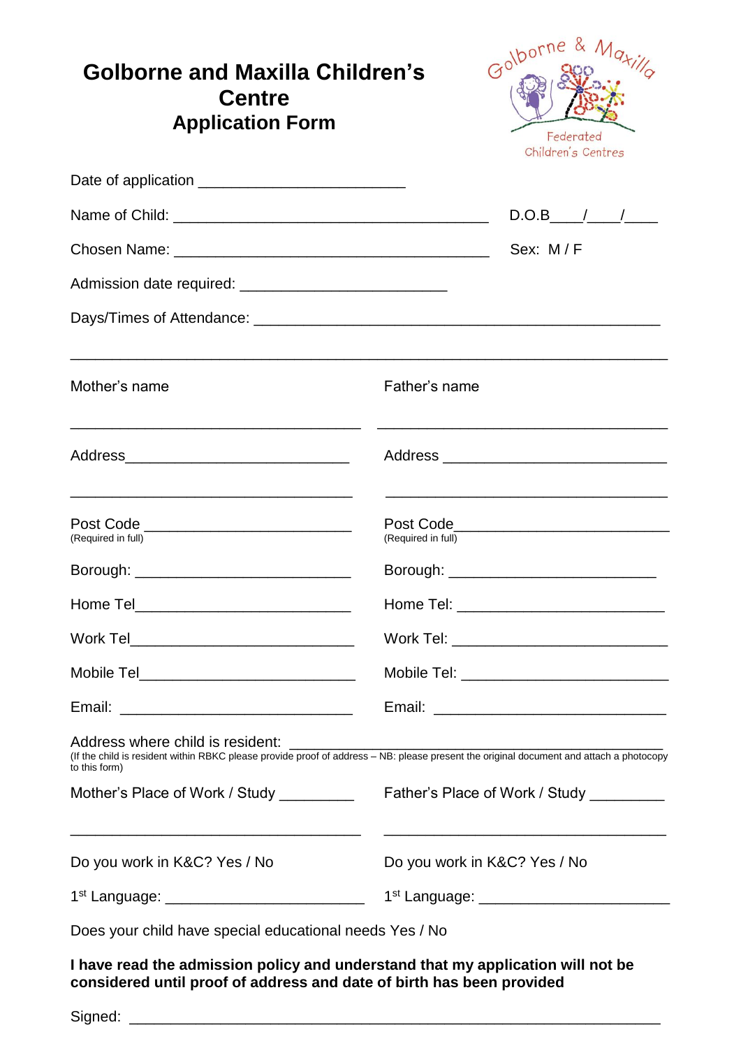# Golborne and Maxilla Children's Centre
## Application Form

Golborne & Maxilla Federated Children's Centres

Date of application ________________________

Name of Child: _____________________________________ D.O.B____/____/____

Chosen Name: _____________________________________ Sex: M / F

Admission date required: ________________________

Days/Times of Attendance: ________________________________________________

______________________________________________________________________

| Mother's name | Father's name |
|---|---|
| ________________________________ | ________________________________ |
| Address__________________________ | Address __________________________ |
| ________________________________ | ________________________________ |
| Post Code ________________________ (Required in full) | Post Code_________________________ (Required in full) |
| Borough: _________________________ | Borough: _________________________ |
| Home Tel_________________________ | Home Tel: ________________________ |
| Work Tel__________________________ | Work Tel: _________________________ |
| Mobile Tel_________________________ | Mobile Tel: ________________________ |
| Email: ___________________________ | Email: ___________________________ |

Address where child is resident: ____________________________________________
(If the child is resident within RBKC please provide proof of address – NB: please present the original document and attach a photocopy to this form)

| Mother's Place of Work / Study _________ | Father's Place of Work / Study _________ |
|---|---|
| ________________________________ | ________________________________ |
| Do you work in K&C? Yes / No | Do you work in K&C? Yes / No |
| 1st Language: ______________________ | 1st Language: ______________________ |

Does your child have special educational needs Yes / No

**I have read the admission policy and understand that my application will not be considered until proof of address and date of birth has been provided**

Signed: ____________________________________________________________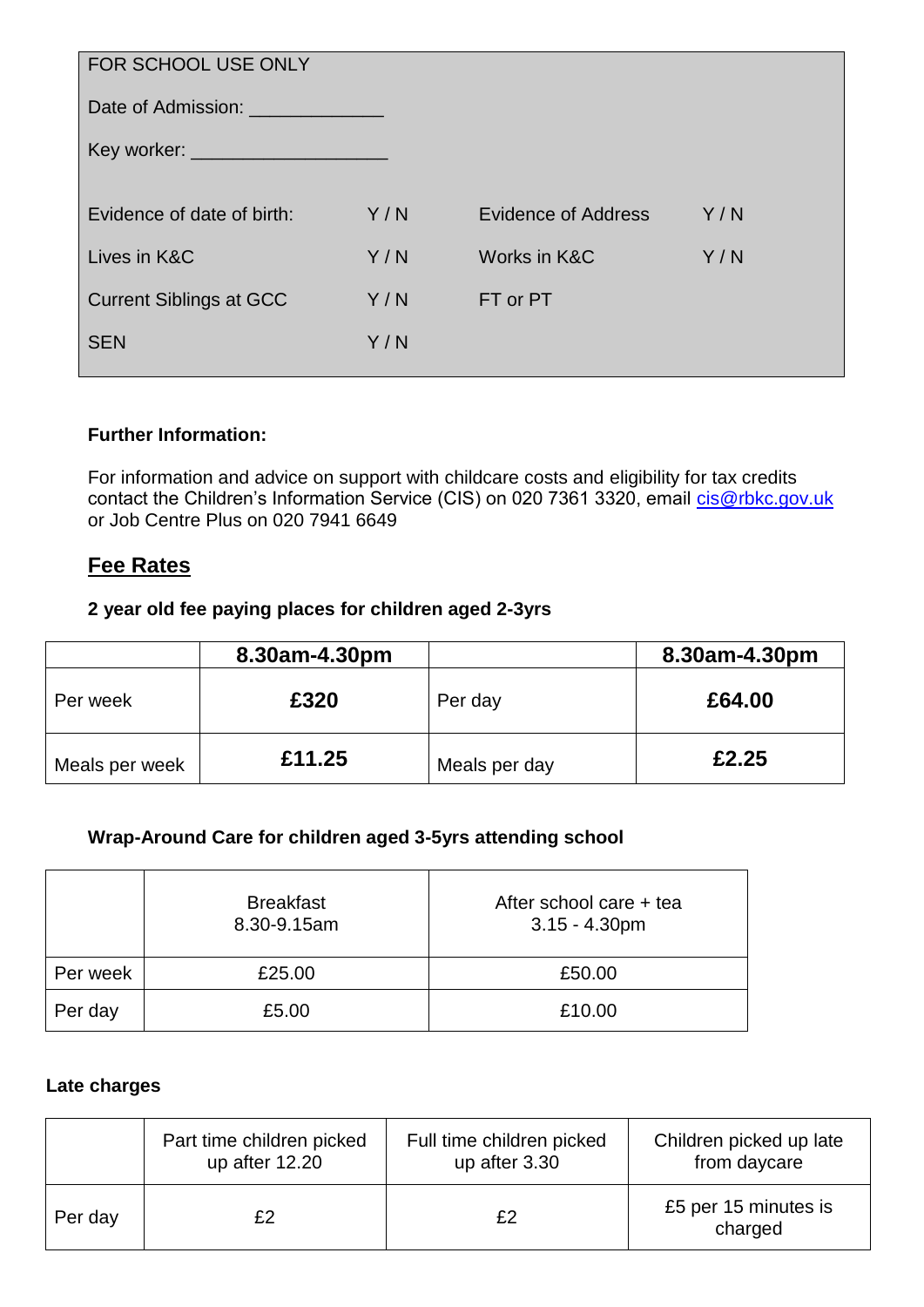| FOR SCHOOL USE ONLY | | | |
|---|---|---|---|
| Date of Admission: _____________ | | | |
| Key worker: ___________________ | | | |
| Evidence of date of birth: | Y / N | Evidence of Address | Y / N |
| Lives in K&C | Y / N | Works in K&C | Y / N |
| Current Siblings at GCC | Y / N | FT or PT | |
| SEN | Y / N | | |

**Further Information:**

For information and advice on support with childcare costs and eligibility for tax credits contact the Children's Information Service (CIS) on 020 7361 3320, email cis@rbkc.gov.uk or Job Centre Plus on 020 7941 6649

## Fee Rates

**2 year old fee paying places for children aged 2-3yrs**

| | 8.30am-4.30pm | | 8.30am-4.30pm |
|---|---|---|---|
| Per week | **£320** | Per day | **£64.00** |
| Meals per week | **£11.25** | Meals per day | **£2.25** |

**Wrap-Around Care for children aged 3-5yrs attending school**

| | Breakfast 8.30-9.15am | After school care + tea 3.15 - 4.30pm |
|---|---|---|
| Per week | £25.00 | £50.00 |
| Per day | £5.00 | £10.00 |

**Late charges**

| | Part time children picked up after 12.20 | Full time children picked up after 3.30 | Children picked up late from daycare |
|---|---|---|---|
| Per day | £2 | £2 | £5 per 15 minutes is charged |